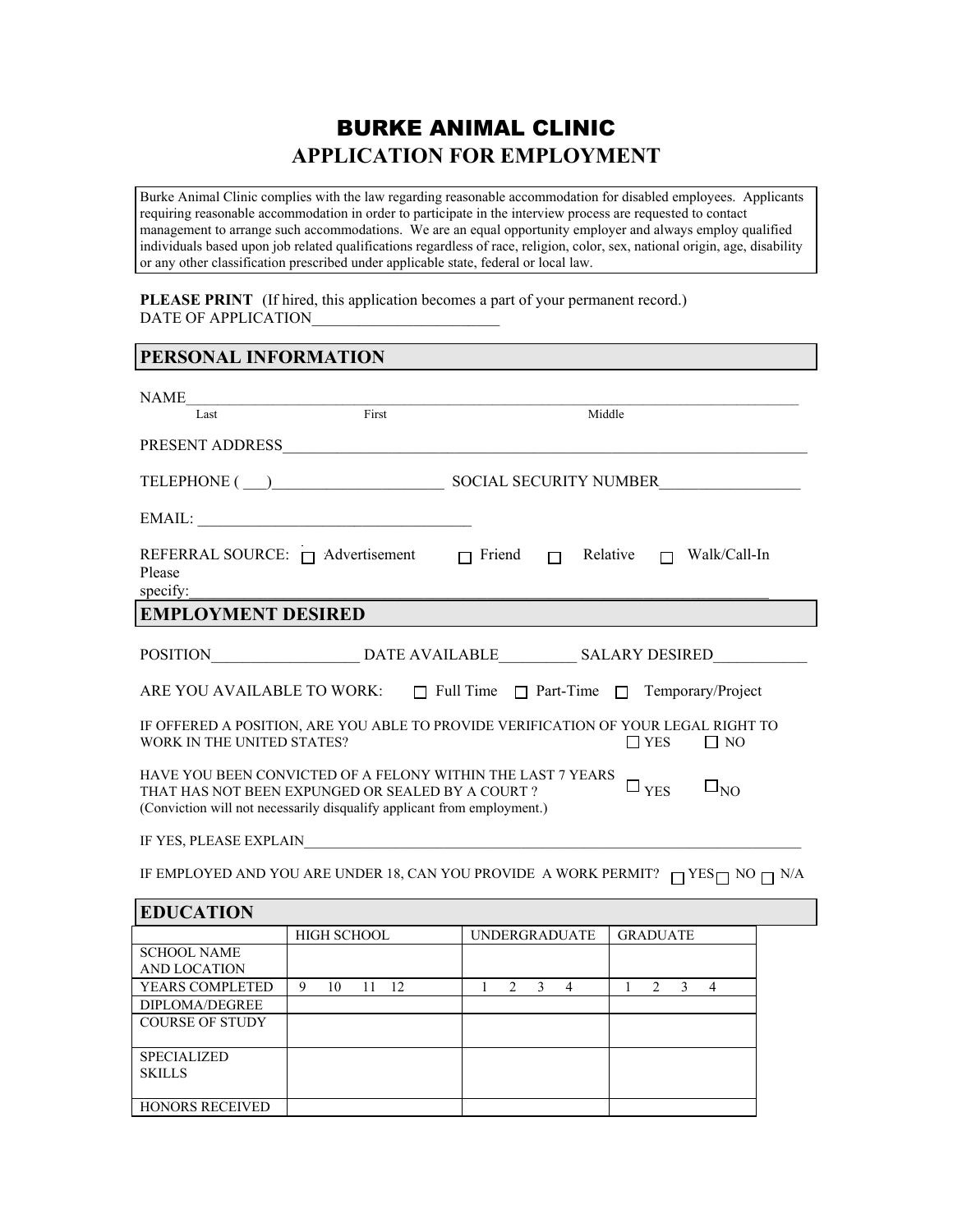# BURKE ANIMAL CLINIC

## APPLICATION FOR EMPLOYMENT

Burke Animal Clinic complies with the law regarding reasonable accommodation for disabled employees. Applicants requiring reasonable accommodation in order to participate in the interview process are requested to contact management to arrange such accommodations. We are an equal opportunity employer and always employ qualified individuals based upon job related qualifications regardless of race, religion, color, sex, national origin, age, disability or any other classification prescribed under applicable state, federal or local law.

**PLEASE PRINT** (If hired, this application becomes a part of your permanent record.)

DATE OF APPLICATION________________________

## PERSONAL INFORMATION

NAME_______________________________________________________________________________
Last First Middle

PRESENT ADDRESS____________________________________________________________________

TELEPHONE ( ___)______________________ SOCIAL SECURITY NUMBER__________________

EMAIL: __________________________________

REFERRAL SOURCE: ☐ Advertisement ☐ Friend ☐ Relative ☐ Walk/Call-In

Please specify:______________________________________________________________________

## EMPLOYMENT DESIRED

POSITION___________________ DATE AVAILABLE__________ SALARY DESIRED____________

ARE YOU AVAILABLE TO WORK: ☐ Full Time ☐ Part-Time ☐ Temporary/Project

IF OFFERED A POSITION, ARE YOU ABLE TO PROVIDE VERIFICATION OF YOUR LEGAL RIGHT TO WORK IN THE UNITED STATES? ☐ YES ☐ NO

HAVE YOU BEEN CONVICTED OF A FELONY WITHIN THE LAST 7 YEARS THAT HAS NOT BEEN EXPUNGED OR SEALED BY A COURT ? ☐ YES ☐ NO
(Conviction will not necessarily disqualify applicant from employment.)

IF YES, PLEASE EXPLAIN_____________________________________________________________________

IF EMPLOYED AND YOU ARE UNDER 18, CAN YOU PROVIDE A WORK PERMIT? ☐ YES ☐ NO ☐ N/A

## EDUCATION

| | HIGH SCHOOL | UNDERGRADUATE | GRADUATE |
|---|---|---|---|
| SCHOOL NAME AND LOCATION | | | |
| YEARS COMPLETED | 9 10 11 12 | 1 2 3 4 | 1 2 3 4 |
| DIPLOMA/DEGREE | | | |
| COURSE OF STUDY | | | |
| SPECIALIZED SKILLS | | | |
| HONORS RECEIVED | | | |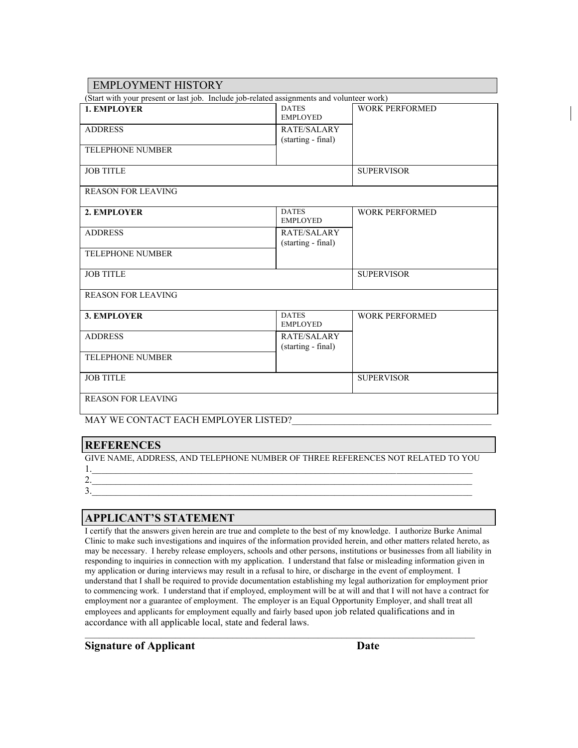## EMPLOYMENT HISTORY

(Start with your present or last job. Include job-related assignments and volunteer work)

| | | |
|---|---|---|
| **1. EMPLOYER** | DATES EMPLOYED | WORK PERFORMED |
| ADDRESS | RATE/SALARY (starting - final) | |
| TELEPHONE NUMBER | | |
| JOB TITLE | | SUPERVISOR |
| REASON FOR LEAVING | | |
| **2. EMPLOYER** | DATES EMPLOYED | WORK PERFORMED |
| ADDRESS | RATE/SALARY (starting - final) | |
| TELEPHONE NUMBER | | |
| JOB TITLE | | SUPERVISOR |
| REASON FOR LEAVING | | |
| **3. EMPLOYER** | DATES EMPLOYED | WORK PERFORMED |
| ADDRESS | RATE/SALARY (starting - final) | |
| TELEPHONE NUMBER | | |
| JOB TITLE | | SUPERVISOR |
| REASON FOR LEAVING | | |

MAY WE CONTACT EACH EMPLOYER LISTED?____________________________________________

## REFERENCES

GIVE NAME, ADDRESS, AND TELEPHONE NUMBER OF THREE REFERENCES NOT RELATED TO YOU

1.________________________________________________________________________________

2.________________________________________________________________________________

3.________________________________________________________________________________

## APPLICANT'S STATEMENT

I certify that the answers given herein are true and complete to the best of my knowledge. I authorize Burke Animal Clinic to make such investigations and inquires of the information provided herein, and other matters related hereto, as may be necessary. I hereby release employers, schools and other persons, institutions or businesses from all liability in responding to inquiries in connection with my application. I understand that false or misleading information given in my application or during interviews may result in a refusal to hire, or discharge in the event of employment. I understand that I shall be required to provide documentation establishing my legal authorization for employment prior to commencing work. I understand that if employed, employment will be at will and that I will not have a contract for employment nor a guarantee of employment. The employer is an Equal Opportunity Employer, and shall treat all employees and applicants for employment equally and fairly based upon job related qualifications and in accordance with all applicable local, state and federal laws.

________________________________________________________________________________

**Signature of Applicant** **Date**